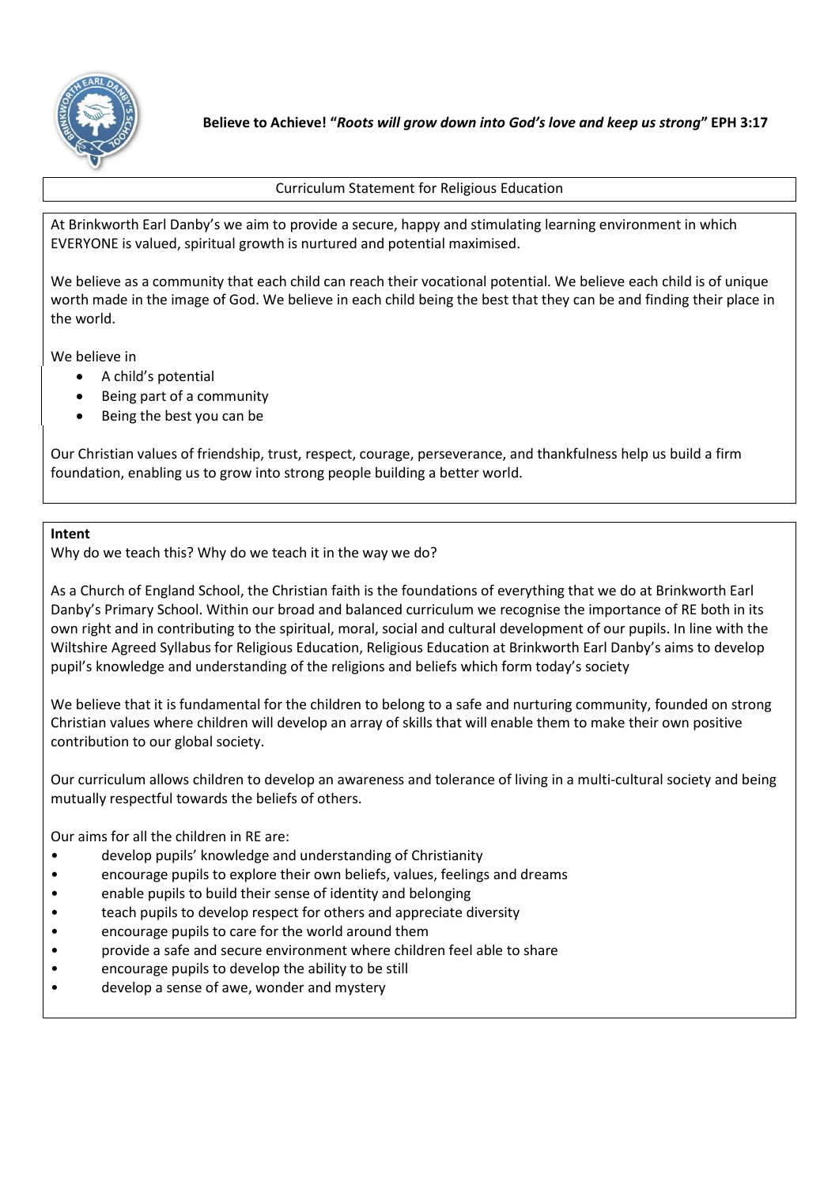**Believe to Achieve! "*Roots will grow down into God's love and keep us strong*" EPH 3:17**

Curriculum Statement for Religious Education

At Brinkworth Earl Danby's we aim to provide a secure, happy and stimulating learning environment in which EVERYONE is valued, spiritual growth is nurtured and potential maximised.

We believe as a community that each child can reach their vocational potential. We believe each child is of unique worth made in the image of God. We believe in each child being the best that they can be and finding their place in the world.

We believe in

- A child's potential
- Being part of a community
- Being the best you can be

Our Christian values of friendship, trust, respect, courage, perseverance, and thankfulness help us build a firm foundation, enabling us to grow into strong people building a better world.

**Intent**

Why do we teach this? Why do we teach it in the way we do?

As a Church of England School, the Christian faith is the foundations of everything that we do at Brinkworth Earl Danby's Primary School. Within our broad and balanced curriculum we recognise the importance of RE both in its own right and in contributing to the spiritual, moral, social and cultural development of our pupils. In line with the Wiltshire Agreed Syllabus for Religious Education, Religious Education at Brinkworth Earl Danby's aims to develop pupil's knowledge and understanding of the religions and beliefs which form today's society

We believe that it is fundamental for the children to belong to a safe and nurturing community, founded on strong Christian values where children will develop an array of skills that will enable them to make their own positive contribution to our global society.

Our curriculum allows children to develop an awareness and tolerance of living in a multi-cultural society and being mutually respectful towards the beliefs of others.

Our aims for all the children in RE are:

- develop pupils' knowledge and understanding of Christianity
- encourage pupils to explore their own beliefs, values, feelings and dreams
- enable pupils to build their sense of identity and belonging
- teach pupils to develop respect for others and appreciate diversity
- encourage pupils to care for the world around them
- provide a safe and secure environment where children feel able to share
- encourage pupils to develop the ability to be still
- develop a sense of awe, wonder and mystery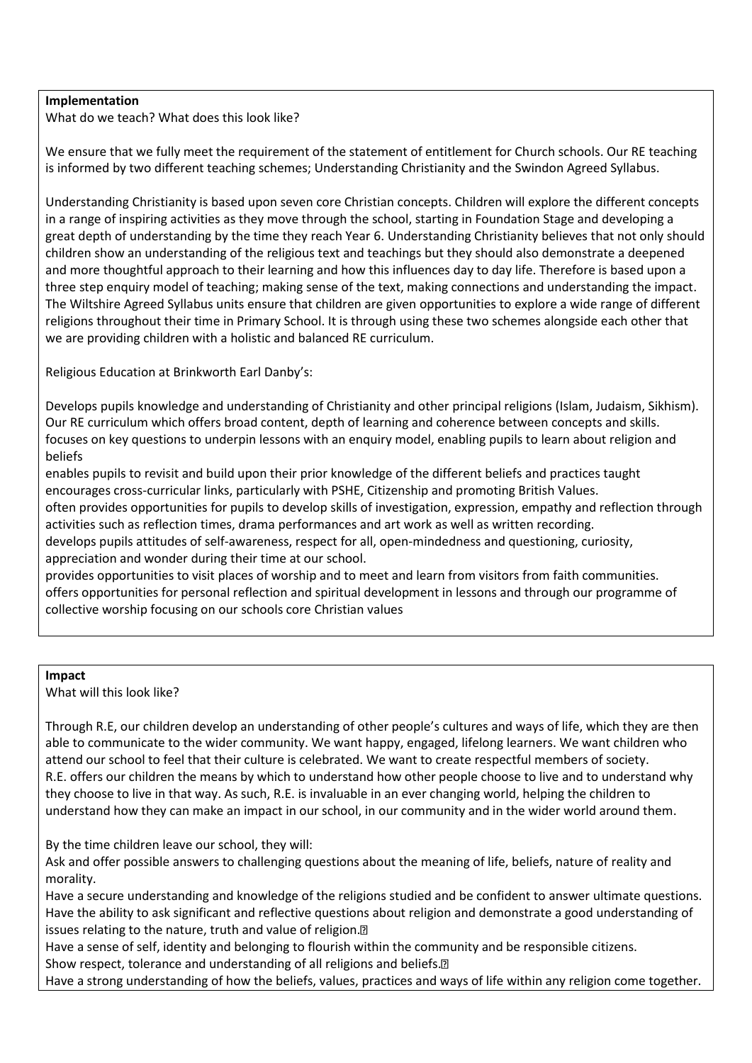**Implementation**

What do we teach? What does this look like?

We ensure that we fully meet the requirement of the statement of entitlement for Church schools. Our RE teaching is informed by two different teaching schemes; Understanding Christianity and the Swindon Agreed Syllabus.

Understanding Christianity is based upon seven core Christian concepts. Children will explore the different concepts in a range of inspiring activities as they move through the school, starting in Foundation Stage and developing a great depth of understanding by the time they reach Year 6. Understanding Christianity believes that not only should children show an understanding of the religious text and teachings but they should also demonstrate a deepened and more thoughtful approach to their learning and how this influences day to day life. Therefore is based upon a three step enquiry model of teaching; making sense of the text, making connections and understanding the impact. The Wiltshire Agreed Syllabus units ensure that children are given opportunities to explore a wide range of different religions throughout their time in Primary School. It is through using these two schemes alongside each other that we are providing children with a holistic and balanced RE curriculum.

Religious Education at Brinkworth Earl Danby's:

Develops pupils knowledge and understanding of Christianity and other principal religions (Islam, Judaism, Sikhism).
Our RE curriculum which offers broad content, depth of learning and coherence between concepts and skills.
focuses on key questions to underpin lessons with an enquiry model, enabling pupils to learn about religion and beliefs
enables pupils to revisit and build upon their prior knowledge of the different beliefs and practices taught
encourages cross-curricular links, particularly with PSHE, Citizenship and promoting British Values.
often provides opportunities for pupils to develop skills of investigation, expression, empathy and reflection through activities such as reflection times, drama performances and art work as well as written recording.
develops pupils attitudes of self-awareness, respect for all, open-mindedness and questioning, curiosity, appreciation and wonder during their time at our school.
provides opportunities to visit places of worship and to meet and learn from visitors from faith communities.
offers opportunities for personal reflection and spiritual development in lessons and through our programme of collective worship focusing on our schools core Christian values

**Impact**

What will this look like?

Through R.E, our children develop an understanding of other people's cultures and ways of life, which they are then able to communicate to the wider community. We want happy, engaged, lifelong learners. We want children who attend our school to feel that their culture is celebrated. We want to create respectful members of society.
R.E. offers our children the means by which to understand how other people choose to live and to understand why they choose to live in that way. As such, R.E. is invaluable in an ever changing world, helping the children to understand how they can make an impact in our school, in our community and in the wider world around them.

By the time children leave our school, they will:

Ask and offer possible answers to challenging questions about the meaning of life, beliefs, nature of reality and morality.
Have a secure understanding and knowledge of the religions studied and be confident to answer ultimate questions.
Have the ability to ask significant and reflective questions about religion and demonstrate a good understanding of issues relating to the nature, truth and value of religion.
Have a sense of self, identity and belonging to flourish within the community and be responsible citizens.
Show respect, tolerance and understanding of all religions and beliefs.
Have a strong understanding of how the beliefs, values, practices and ways of life within any religion come together.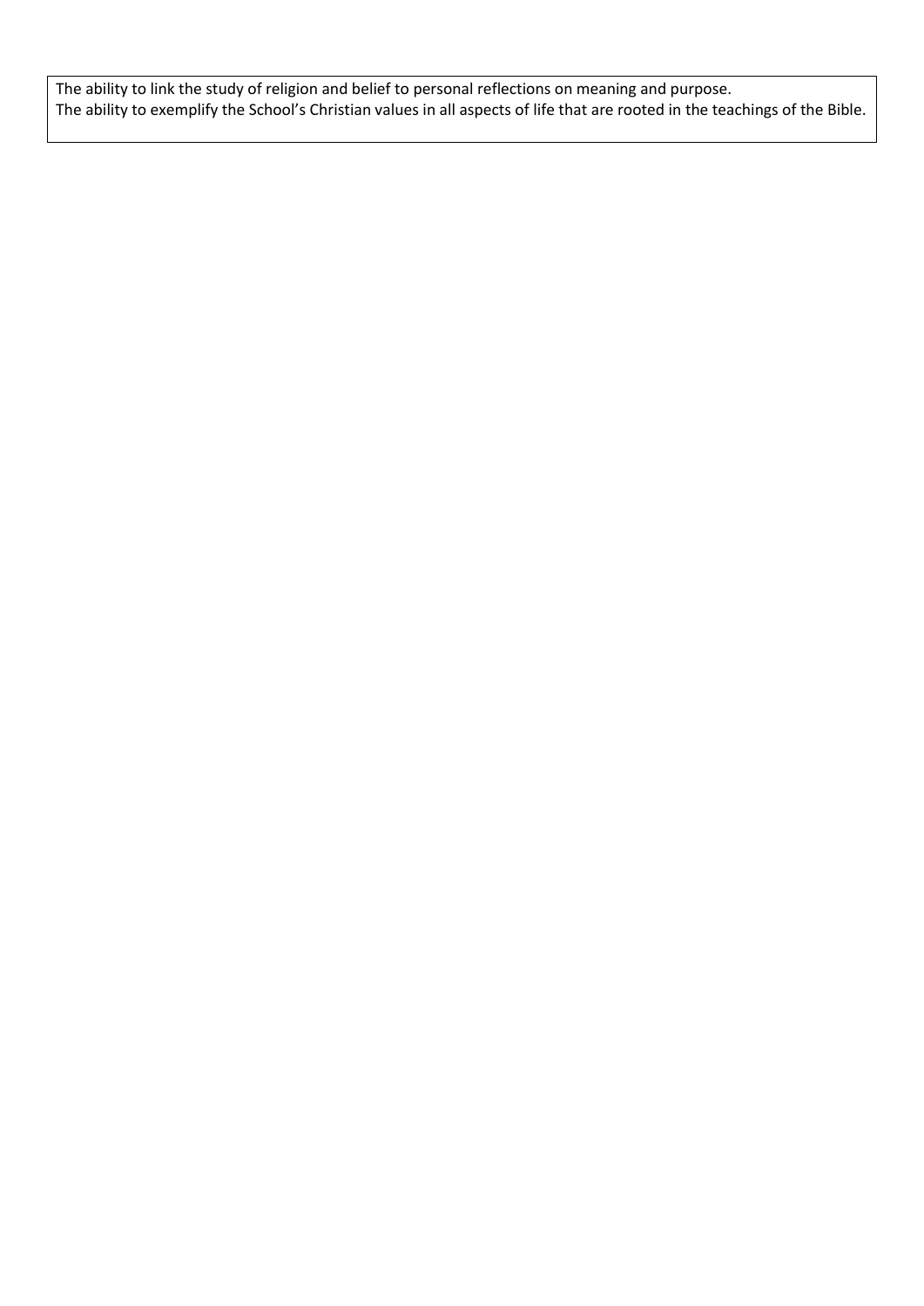The ability to link the study of religion and belief to personal reflections on meaning and purpose.
The ability to exemplify the School's Christian values in all aspects of life that are rooted in the teachings of the Bible.